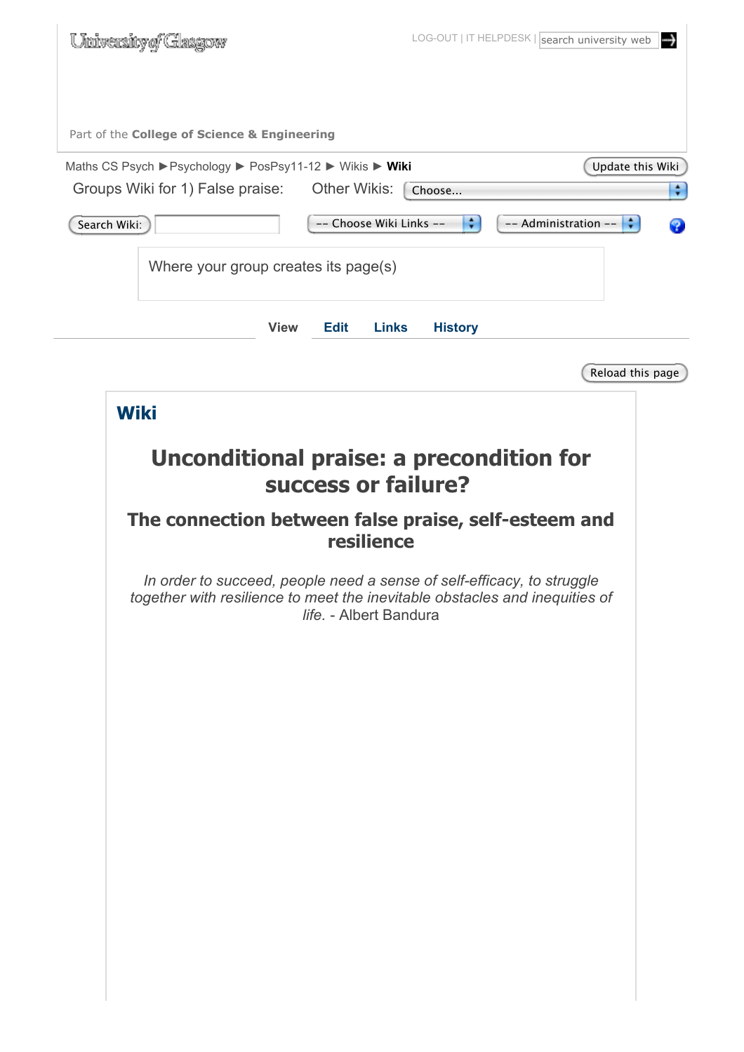University of Glasgow

LOG-OUT | IT HELPDESK | search university web

Part of the **College of Science & Engineering**

Maths CS Psych ▶ Psychology ▶ PosPsy11-12 ▶ Wikis ▶ **Wiki**

Update this Wiki

Groups Wiki for 1) False praise: Other Wikis: Choose...

Search Wiki: -- Choose Wiki Links -- -- Administration --

Where your group creates its page(s)

**View** **Edit** **Links** **History**

Reload this page

## Wiki

# Unconditional praise: a precondition for success or failure?

## The connection between false praise, self-esteem and resilience

*In order to succeed, people need a sense of self-efficacy, to struggle together with resilience to meet the inevitable obstacles and inequities of life.* - Albert Bandura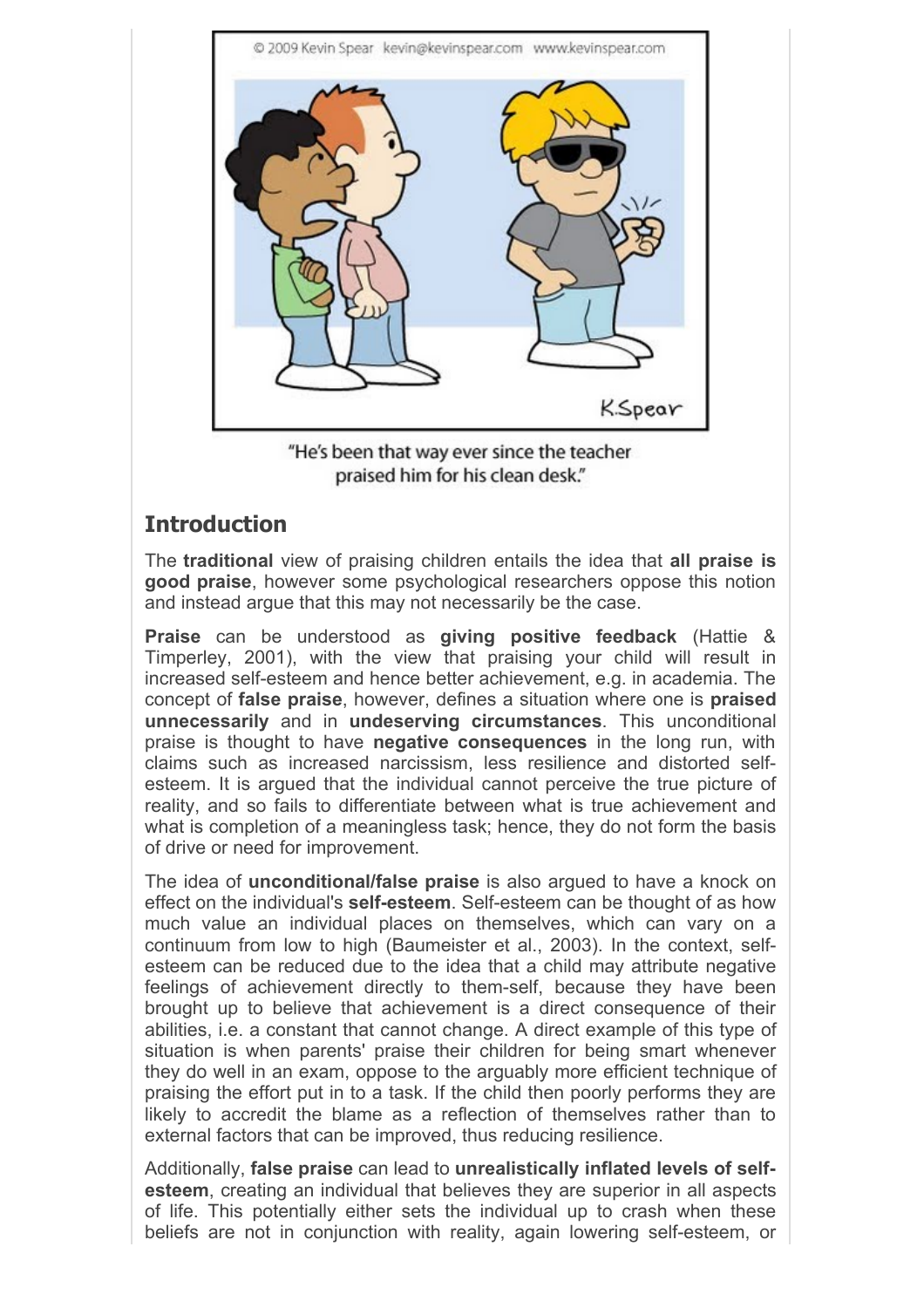"He's been that way ever since the teacher praised him for his clean desk."

## Introduction

The **traditional** view of praising children entails the idea that **all praise is good praise**, however some psychological researchers oppose this notion and instead argue that this may not necessarily be the case.

**Praise** can be understood as **giving positive feedback** (Hattie & Timperley, 2001), with the view that praising your child will result in increased self-esteem and hence better achievement, e.g. in academia. The concept of **false praise**, however, defines a situation where one is **praised unnecessarily** and in **undeserving circumstances**. This unconditional praise is thought to have **negative consequences** in the long run, with claims such as increased narcissism, less resilience and distorted self-esteem. It is argued that the individual cannot perceive the true picture of reality, and so fails to differentiate between what is true achievement and what is completion of a meaningless task; hence, they do not form the basis of drive or need for improvement.

The idea of **unconditional/false praise** is also argued to have a knock on effect on the individual's **self-esteem**. Self-esteem can be thought of as how much value an individual places on themselves, which can vary on a continuum from low to high (Baumeister et al., 2003). In the context, self-esteem can be reduced due to the idea that a child may attribute negative feelings of achievement directly to them-self, because they have been brought up to believe that achievement is a direct consequence of their abilities, i.e. a constant that cannot change. A direct example of this type of situation is when parents' praise their children for being smart whenever they do well in an exam, oppose to the arguably more efficient technique of praising the effort put in to a task. If the child then poorly performs they are likely to accredit the blame as a reflection of themselves rather than to external factors that can be improved, thus reducing resilience.

Additionally, **false praise** can lead to **unrealistically inflated levels of self-esteem**, creating an individual that believes they are superior in all aspects of life. This potentially either sets the individual up to crash when these beliefs are not in conjunction with reality, again lowering self-esteem, or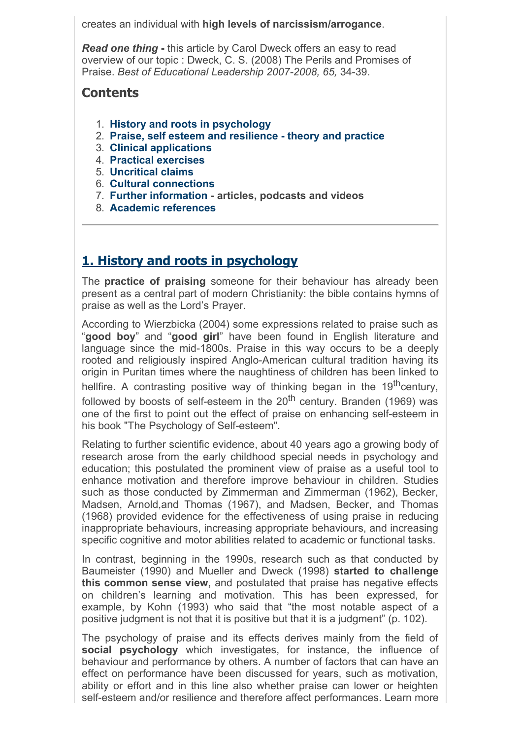creates an individual with **high levels of narcissism/arrogance**.

***Read one thing*** **-** this article by Carol Dweck offers an easy to read overview of our topic : Dweck, C. S. (2008) The Perils and Promises of Praise. *Best of Educational Leadership 2007-2008, 65,* 34-39.

## Contents

1. **History and roots in psychology**
2. **Praise, self esteem and resilience - theory and practice**
3. **Clinical applications**
4. **Practical exercises**
5. **Uncritical claims**
6. **Cultural connections**
7. **Further information - articles, podcasts and videos**
8. **Academic references**

---

## 1. History and roots in psychology

The **practice of praising** someone for their behaviour has already been present as a central part of modern Christianity: the bible contains hymns of praise as well as the Lord's Prayer.

According to Wierzbicka (2004) some expressions related to praise such as "**good boy**" and "**good girl**" have been found in English literature and language since the mid-1800s. Praise in this way occurs to be a deeply rooted and religiously inspired Anglo-American cultural tradition having its origin in Puritan times where the naughtiness of children has been linked to hellfire. A contrasting positive way of thinking began in the 19th century, followed by boosts of self-esteem in the 20th century. Branden (1969) was one of the first to point out the effect of praise on enhancing self-esteem in his book "The Psychology of Self-esteem".

Relating to further scientific evidence, about 40 years ago a growing body of research arose from the early childhood special needs in psychology and education; this postulated the prominent view of praise as a useful tool to enhance motivation and therefore improve behaviour in children. Studies such as those conducted by Zimmerman and Zimmerman (1962), Becker, Madsen, Arnold,and Thomas (1967), and Madsen, Becker, and Thomas (1968) provided evidence for the effectiveness of using praise in reducing inappropriate behaviours, increasing appropriate behaviours, and increasing specific cognitive and motor abilities related to academic or functional tasks.

In contrast, beginning in the 1990s, research such as that conducted by Baumeister (1990) and Mueller and Dweck (1998) **started to challenge this common sense view,** and postulated that praise has negative effects on children's learning and motivation. This has been expressed, for example, by Kohn (1993) who said that "the most notable aspect of a positive judgment is not that it is positive but that it is a judgment" (p. 102).

The psychology of praise and its effects derives mainly from the field of **social psychology** which investigates, for instance, the influence of behaviour and performance by others. A number of factors that can have an effect on performance have been discussed for years, such as motivation, ability or effort and in this line also whether praise can lower or heighten self-esteem and/or resilience and therefore affect performances. Learn more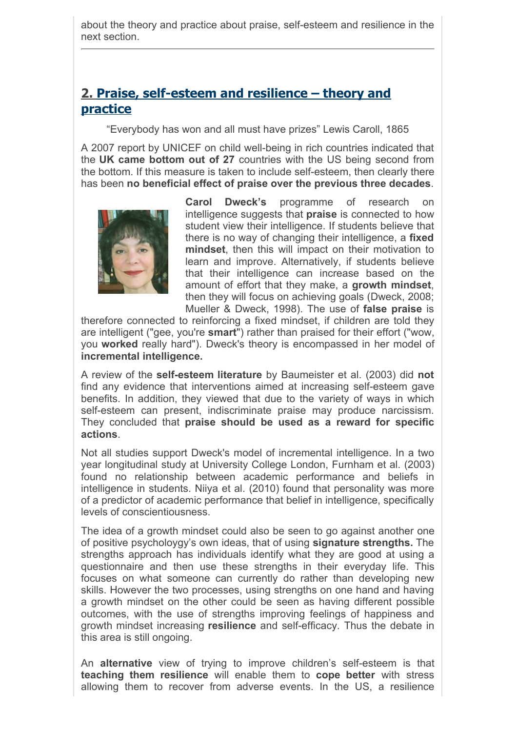about the theory and practice about praise, self-esteem and resilience in the next section.

---

## 2. Praise, self-esteem and resilience – theory and practice

"Everybody has won and all must have prizes" Lewis Caroll, 1865

A 2007 report by UNICEF on child well-being in rich countries indicated that the **UK came bottom out of 27** countries with the US being second from the bottom. If this measure is taken to include self-esteem, then clearly there has been **no beneficial effect of praise over the previous three decades**.

**Carol Dweck's** programme of research on intelligence suggests that **praise** is connected to how student view their intelligence. If students believe that there is no way of changing their intelligence, a **fixed mindset**, then this will impact on their motivation to learn and improve. Alternatively, if students believe that their intelligence can increase based on the amount of effort that they make, a **growth mindset**, then they will focus on achieving goals (Dweck, 2008; Mueller & Dweck, 1998). The use of **false praise** is therefore connected to reinforcing a fixed mindset, if children are told they are intelligent ("gee, you're **smart**") rather than praised for their effort ("wow, you **worked** really hard"). Dweck's theory is encompassed in her model of **incremental intelligence.**

A review of the **self-esteem literature** by Baumeister et al. (2003) did **not** find any evidence that interventions aimed at increasing self-esteem gave benefits. In addition, they viewed that due to the variety of ways in which self-esteem can present, indiscriminate praise may produce narcissism. They concluded that **praise should be used as a reward for specific actions**.

Not all studies support Dweck's model of incremental intelligence. In a two year longitudinal study at University College London, Furnham et al. (2003) found no relationship between academic performance and beliefs in intelligence in students. Niiya et al. (2010) found that personality was more of a predictor of academic performance that belief in intelligence, specifically levels of conscientiousness.

The idea of a growth mindset could also be seen to go against another one of positive psycholoygy's own ideas, that of using **signature strengths.** The strengths approach has individuals identify what they are good at using a questionnaire and then use these strengths in their everyday life. This focuses on what someone can currently do rather than developing new skills. However the two processes, using strengths on one hand and having a growth mindset on the other could be seen as having different possible outcomes, with the use of strengths improving feelings of happiness and growth mindset increasing **resilience** and self-efficacy. Thus the debate in this area is still ongoing.

An **alternative** view of trying to improve children's self-esteem is that **teaching them resilience** will enable them to **cope better** with stress allowing them to recover from adverse events. In the US, a resilience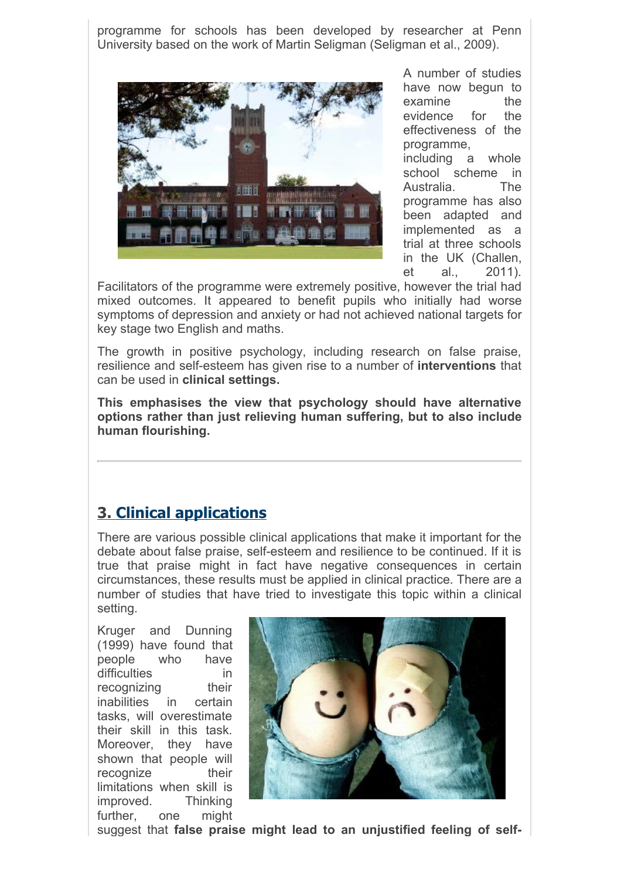programme for schools has been developed by researcher at Penn University based on the work of Martin Seligman (Seligman et al., 2009).

A number of studies have now begun to examine the evidence for the effectiveness of the programme, including a whole school scheme in Australia. The programme has also been adapted and implemented as a trial at three schools in the UK (Challen, et al., 2011). Facilitators of the programme were extremely positive, however the trial had mixed outcomes. It appeared to benefit pupils who initially had worse symptoms of depression and anxiety or had not achieved national targets for key stage two English and maths.

The growth in positive psychology, including research on false praise, resilience and self-esteem has given rise to a number of **interventions** that can be used in **clinical settings.**

**This emphasises the view that psychology should have alternative options rather than just relieving human suffering, but to also include human flourishing.**

---

## 3. Clinical applications

There are various possible clinical applications that make it important for the debate about false praise, self-esteem and resilience to be continued. If it is true that praise might in fact have negative consequences in certain circumstances, these results must be applied in clinical practice. There are a number of studies that have tried to investigate this topic within a clinical setting.

Kruger and Dunning (1999) have found that people who have difficulties in recognizing their inabilities in certain tasks, will overestimate their skill in this task. Moreover, they have shown that people will recognize their limitations when skill is improved. Thinking further, one might suggest that **false praise might lead to an unjustified feeling of self-**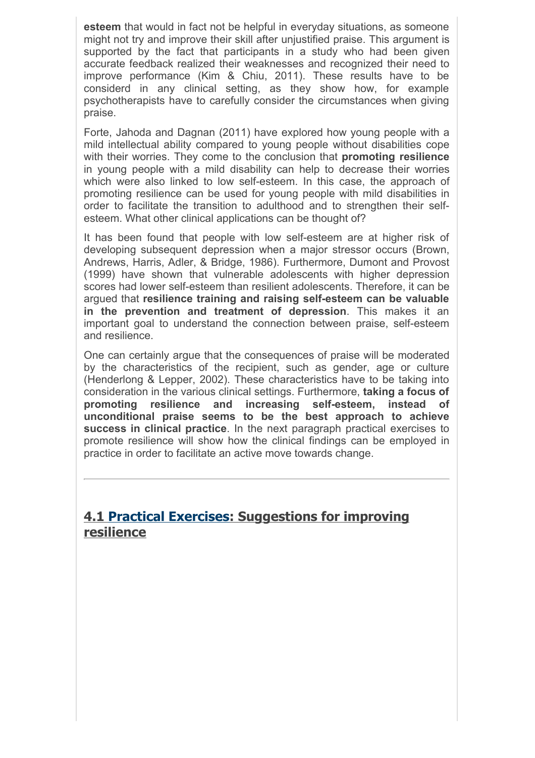**esteem** that would in fact not be helpful in everyday situations, as someone might not try and improve their skill after unjustified praise. This argument is supported by the fact that participants in a study who had been given accurate feedback realized their weaknesses and recognized their need to improve performance (Kim & Chiu, 2011). These results have to be considerd in any clinical setting, as they show how, for example psychotherapists have to carefully consider the circumstances when giving praise.

Forte, Jahoda and Dagnan (2011) have explored how young people with a mild intellectual ability compared to young people without disabilities cope with their worries. They come to the conclusion that **promoting resilience** in young people with a mild disability can help to decrease their worries which were also linked to low self-esteem. In this case, the approach of promoting resilience can be used for young people with mild disabilities in order to facilitate the transition to adulthood and to strengthen their self-esteem. What other clinical applications can be thought of?

It has been found that people with low self-esteem are at higher risk of developing subsequent depression when a major stressor occurs (Brown, Andrews, Harris, Adler, & Bridge, 1986). Furthermore, Dumont and Provost (1999) have shown that vulnerable adolescents with higher depression scores had lower self-esteem than resilient adolescents. Therefore, it can be argued that **resilience training and raising self-esteem can be valuable in the prevention and treatment of depression**. This makes it an important goal to understand the connection between praise, self-esteem and resilience.

One can certainly argue that the consequences of praise will be moderated by the characteristics of the recipient, such as gender, age or culture (Henderlong & Lepper, 2002). These characteristics have to be taking into consideration in the various clinical settings. Furthermore, **taking a focus of promoting resilience and increasing self-esteem, instead of unconditional praise seems to be the best approach to achieve success in clinical practice**. In the next paragraph practical exercises to promote resilience will show how the clinical findings can be employed in practice in order to facilitate an active move towards change.

---

## 4.1 Practical Exercises: Suggestions for improving resilience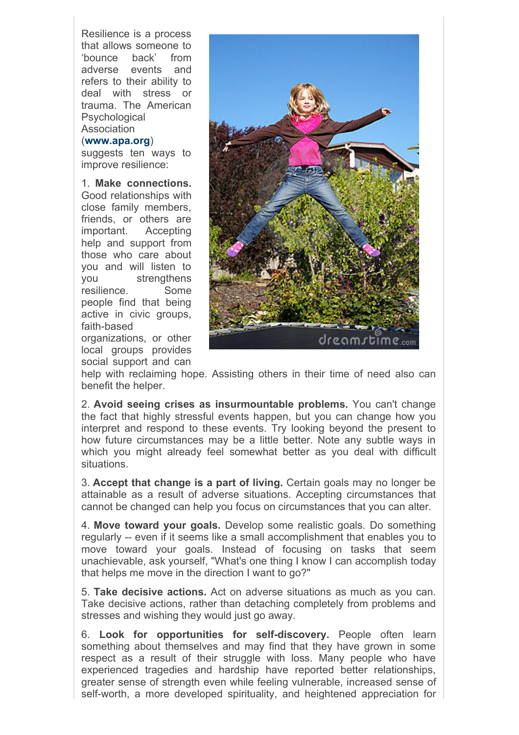Resilience is a process that allows someone to 'bounce back' from adverse events and refers to their ability to deal with stress or trauma. The American Psychological Association (**www.apa.org**) suggests ten ways to improve resilience:

1. **Make connections.** Good relationships with close family members, friends, or others are important. Accepting help and support from those who care about you and will listen to you strengthens resilience. Some people find that being active in civic groups, faith-based organizations, or other local groups provides social support and can help with reclaiming hope. Assisting others in their time of need also can benefit the helper.

2. **Avoid seeing crises as insurmountable problems.** You can't change the fact that highly stressful events happen, but you can change how you interpret and respond to these events. Try looking beyond the present to how future circumstances may be a little better. Note any subtle ways in which you might already feel somewhat better as you deal with difficult situations.

3. **Accept that change is a part of living.** Certain goals may no longer be attainable as a result of adverse situations. Accepting circumstances that cannot be changed can help you focus on circumstances that you can alter.

4. **Move toward your goals.** Develop some realistic goals. Do something regularly -- even if it seems like a small accomplishment that enables you to move toward your goals. Instead of focusing on tasks that seem unachievable, ask yourself, "What's one thing I know I can accomplish today that helps me move in the direction I want to go?"

5. **Take decisive actions.** Act on adverse situations as much as you can. Take decisive actions, rather than detaching completely from problems and stresses and wishing they would just go away.

6. **Look for opportunities for self-discovery.** People often learn something about themselves and may find that they have grown in some respect as a result of their struggle with loss. Many people who have experienced tragedies and hardship have reported better relationships, greater sense of strength even while feeling vulnerable, increased sense of self-worth, a more developed spirituality, and heightened appreciation for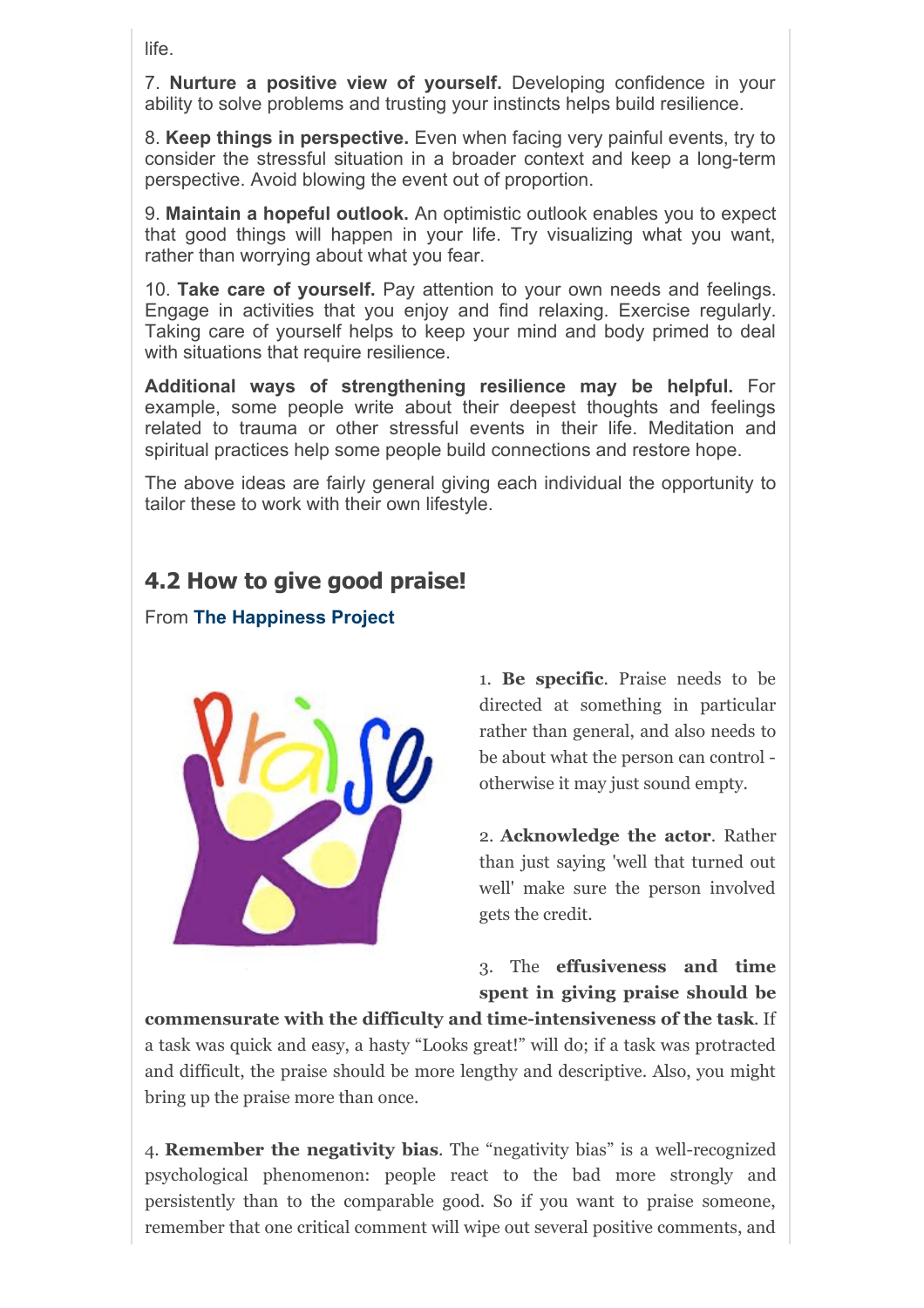life.

7. **Nurture a positive view of yourself.** Developing confidence in your ability to solve problems and trusting your instincts helps build resilience.

8. **Keep things in perspective.** Even when facing very painful events, try to consider the stressful situation in a broader context and keep a long-term perspective. Avoid blowing the event out of proportion.

9. **Maintain a hopeful outlook.** An optimistic outlook enables you to expect that good things will happen in your life. Try visualizing what you want, rather than worrying about what you fear.

10. **Take care of yourself.** Pay attention to your own needs and feelings. Engage in activities that you enjoy and find relaxing. Exercise regularly. Taking care of yourself helps to keep your mind and body primed to deal with situations that require resilience.

**Additional ways of strengthening resilience may be helpful.** For example, some people write about their deepest thoughts and feelings related to trauma or other stressful events in their life. Meditation and spiritual practices help some people build connections and restore hope.

The above ideas are fairly general giving each individual the opportunity to tailor these to work with their own lifestyle.

## 4.2 How to give good praise!

From **The Happiness Project**

1. **Be specific**. Praise needs to be directed at something in particular rather than general, and also needs to be about what the person can control - otherwise it may just sound empty.

2. **Acknowledge the actor**. Rather than just saying 'well that turned out well' make sure the person involved gets the credit.

3. The **effusiveness and time spent in giving praise should be commensurate with the difficulty and time-intensiveness of the task**. If a task was quick and easy, a hasty "Looks great!" will do; if a task was protracted and difficult, the praise should be more lengthy and descriptive. Also, you might bring up the praise more than once.

4. **Remember the negativity bias**. The "negativity bias" is a well-recognized psychological phenomenon: people react to the bad more strongly and persistently than to the comparable good. So if you want to praise someone, remember that one critical comment will wipe out several positive comments, and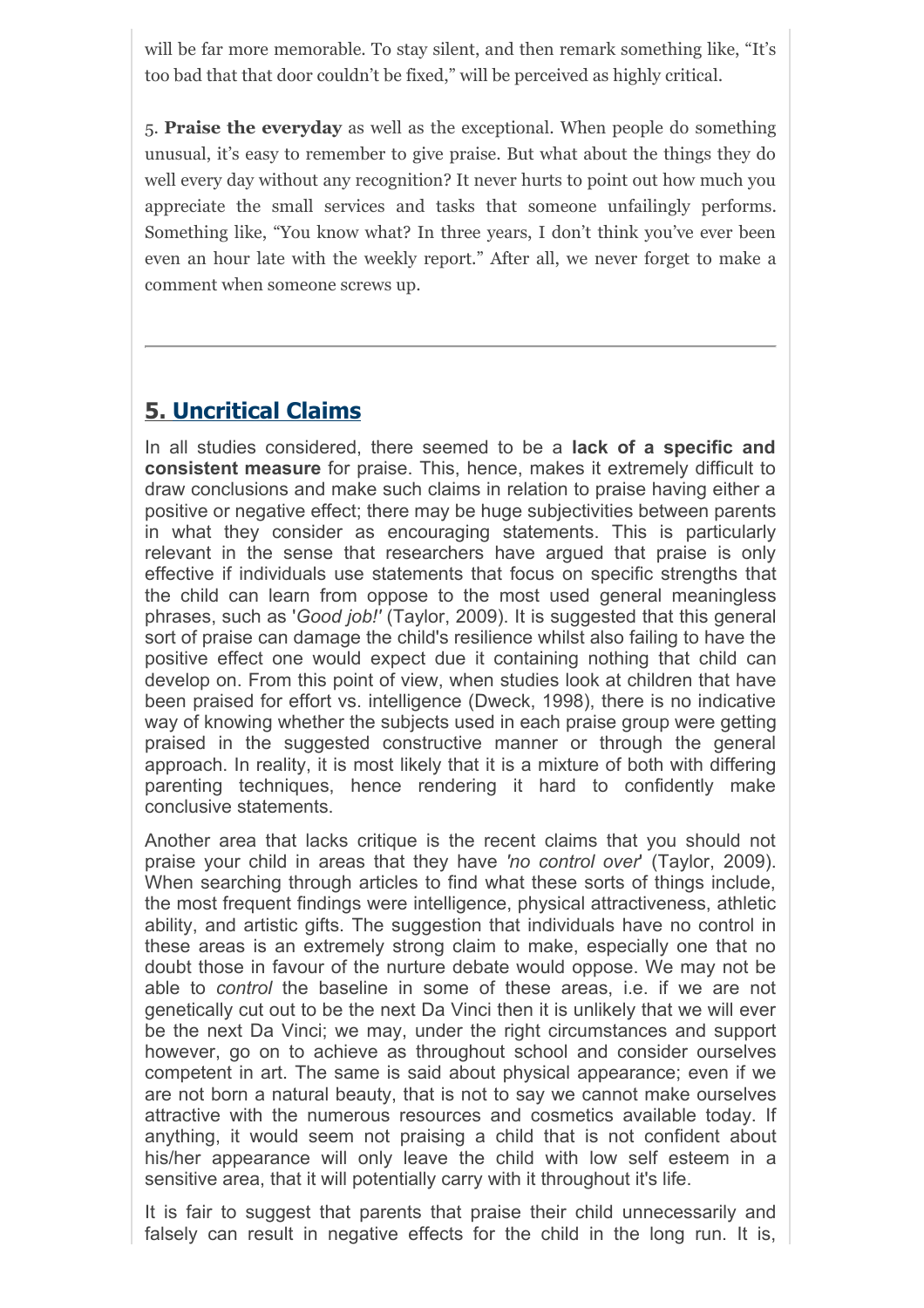will be far more memorable. To stay silent, and then remark something like, "It's too bad that that door couldn't be fixed," will be perceived as highly critical.

5. **Praise the everyday** as well as the exceptional. When people do something unusual, it's easy to remember to give praise. But what about the things they do well every day without any recognition? It never hurts to point out how much you appreciate the small services and tasks that someone unfailingly performs. Something like, "You know what? In three years, I don't think you've ever been even an hour late with the weekly report." After all, we never forget to make a comment when someone screws up.

---

## 5. Uncritical Claims

In all studies considered, there seemed to be a **lack of a specific and consistent measure** for praise. This, hence, makes it extremely difficult to draw conclusions and make such claims in relation to praise having either a positive or negative effect; there may be huge subjectivities between parents in what they consider as encouraging statements. This is particularly relevant in the sense that researchers have argued that praise is only effective if individuals use statements that focus on specific strengths that the child can learn from oppose to the most used general meaningless phrases, such as '*Good job!'* (Taylor, 2009). It is suggested that this general sort of praise can damage the child's resilience whilst also failing to have the positive effect one would expect due it containing nothing that child can develop on. From this point of view, when studies look at children that have been praised for effort vs. intelligence (Dweck, 1998), there is no indicative way of knowing whether the subjects used in each praise group were getting praised in the suggested constructive manner or through the general approach. In reality, it is most likely that it is a mixture of both with differing parenting techniques, hence rendering it hard to confidently make conclusive statements.

Another area that lacks critique is the recent claims that you should not praise your child in areas that they have *'no control over*' (Taylor, 2009). When searching through articles to find what these sorts of things include, the most frequent findings were intelligence, physical attractiveness, athletic ability, and artistic gifts. The suggestion that individuals have no control in these areas is an extremely strong claim to make, especially one that no doubt those in favour of the nurture debate would oppose. We may not be able to *control* the baseline in some of these areas, i.e. if we are not genetically cut out to be the next Da Vinci then it is unlikely that we will ever be the next Da Vinci; we may, under the right circumstances and support however, go on to achieve as throughout school and consider ourselves competent in art. The same is said about physical appearance; even if we are not born a natural beauty, that is not to say we cannot make ourselves attractive with the numerous resources and cosmetics available today. If anything, it would seem not praising a child that is not confident about his/her appearance will only leave the child with low self esteem in a sensitive area, that it will potentially carry with it throughout it's life.

It is fair to suggest that parents that praise their child unnecessarily and falsely can result in negative effects for the child in the long run. It is,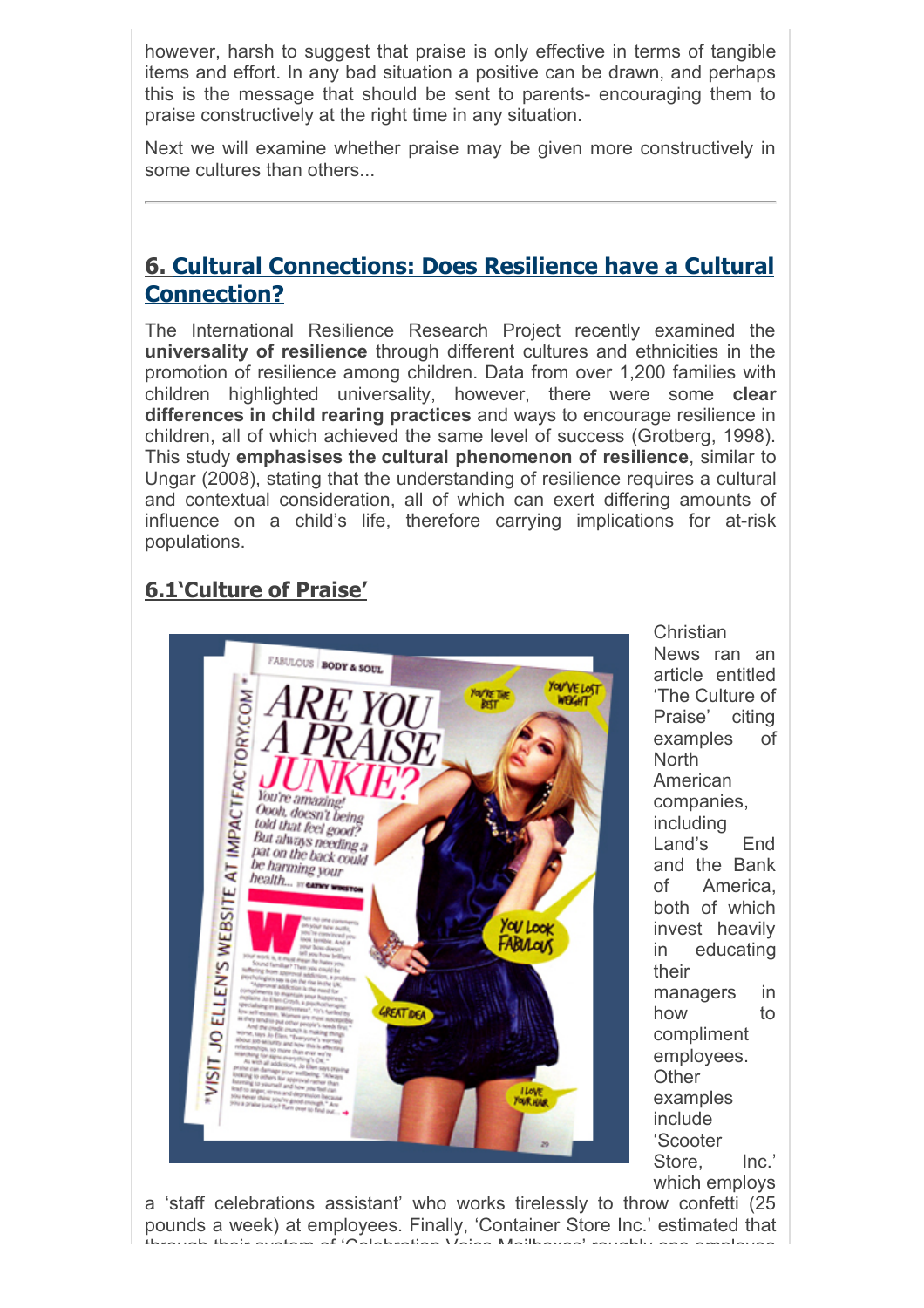however, harsh to suggest that praise is only effective in terms of tangible items and effort. In any bad situation a positive can be drawn, and perhaps this is the message that should be sent to parents- encouraging them to praise constructively at the right time in any situation.

Next we will examine whether praise may be given more constructively in some cultures than others...

---

## 6. Cultural Connections: Does Resilience have a Cultural Connection?

The International Resilience Research Project recently examined the **universality of resilience** through different cultures and ethnicities in the promotion of resilience among children. Data from over 1,200 families with children highlighted universality, however, there were some **clear differences in child rearing practices** and ways to encourage resilience in children, all of which achieved the same level of success (Grotberg, 1998). This study **emphasises the cultural phenomenon of resilience**, similar to Ungar (2008), stating that the understanding of resilience requires a cultural and contextual consideration, all of which can exert differing amounts of influence on a child's life, therefore carrying implications for at-risk populations.

### 6.1'Culture of Praise'

Christian News ran an article entitled 'The Culture of Praise' citing examples of North American companies, including Land's End and the Bank of America, both of which invest heavily in educating their managers in how to compliment employees. Other examples include 'Scooter Store, Inc.' which employs a 'staff celebrations assistant' who works tirelessly to throw confetti (25 pounds a week) at employees. Finally, 'Container Store Inc.' estimated that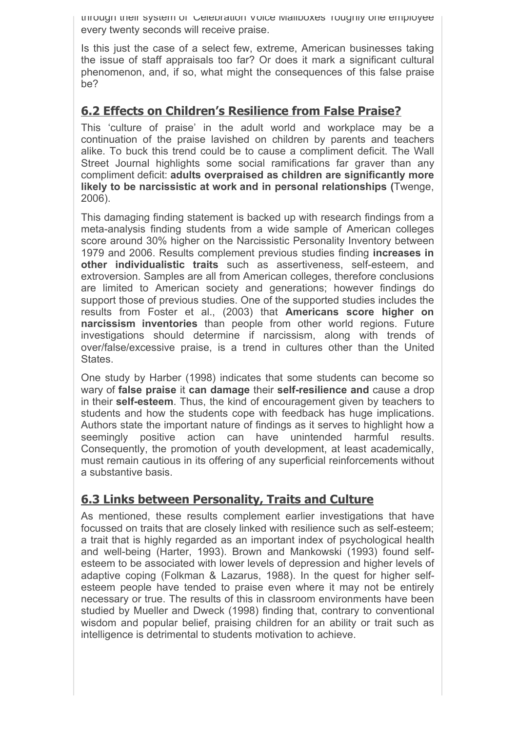through their system of 'Celebration Voice Mailboxes' roughly one employee every twenty seconds will receive praise.

Is this just the case of a select few, extreme, American businesses taking the issue of staff appraisals too far? Or does it mark a significant cultural phenomenon, and, if so, what might the consequences of this false praise be?

## 6.2 Effects on Children's Resilience from False Praise?

This 'culture of praise' in the adult world and workplace may be a continuation of the praise lavished on children by parents and teachers alike. To buck this trend could be to cause a compliment deficit. The Wall Street Journal highlights some social ramifications far graver than any compliment deficit: **adults overpraised as children are significantly more likely to be narcissistic at work and in personal relationships (**Twenge, 2006).

This damaging finding statement is backed up with research findings from a meta-analysis finding students from a wide sample of American colleges score around 30% higher on the Narcissistic Personality Inventory between 1979 and 2006. Results complement previous studies finding **increases in other individualistic traits** such as assertiveness, self-esteem, and extroversion. Samples are all from American colleges, therefore conclusions are limited to American society and generations; however findings do support those of previous studies. One of the supported studies includes the results from Foster et al., (2003) that **Americans score higher on narcissism inventories** than people from other world regions. Future investigations should determine if narcissism, along with trends of over/false/excessive praise, is a trend in cultures other than the United States.

One study by Harber (1998) indicates that some students can become so wary of **false praise** it **can damage** their **self-resilience and** cause a drop in their **self-esteem**. Thus, the kind of encouragement given by teachers to students and how the students cope with feedback has huge implications. Authors state the important nature of findings as it serves to highlight how a seemingly positive action can have unintended harmful results. Consequently, the promotion of youth development, at least academically, must remain cautious in its offering of any superficial reinforcements without a substantive basis.

## 6.3 Links between Personality, Traits and Culture

As mentioned, these results complement earlier investigations that have focussed on traits that are closely linked with resilience such as self-esteem; a trait that is highly regarded as an important index of psychological health and well-being (Harter, 1993). Brown and Mankowski (1993) found self-esteem to be associated with lower levels of depression and higher levels of adaptive coping (Folkman & Lazarus, 1988). In the quest for higher self-esteem people have tended to praise even where it may not be entirely necessary or true. The results of this in classroom environments have been studied by Mueller and Dweck (1998) finding that, contrary to conventional wisdom and popular belief, praising children for an ability or trait such as intelligence is detrimental to students motivation to achieve.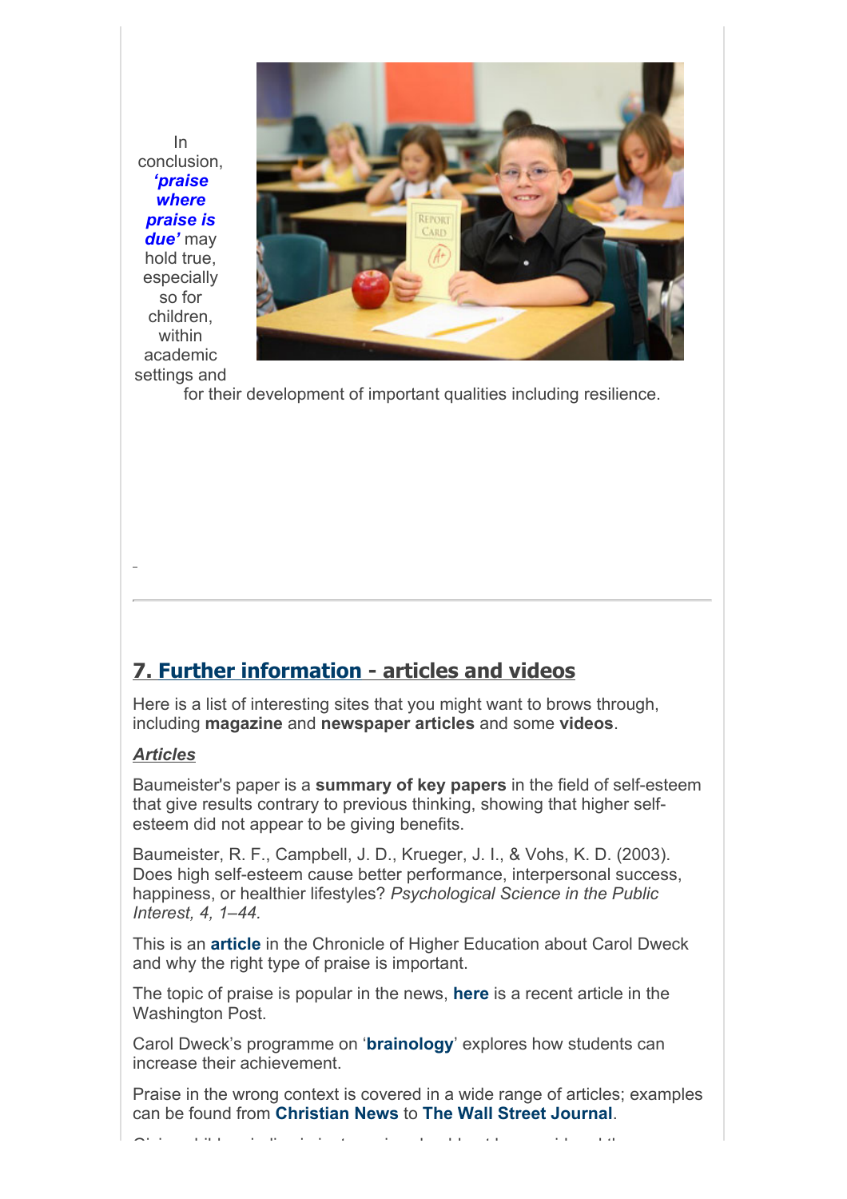In conclusion, ***'praise where praise is due'*** may hold true, especially so for children, within academic settings and for their development of important qualities including resilience.

## 7. Further information - articles and videos

Here is a list of interesting sites that you might want to brows through, including **magazine** and **newspaper articles** and some **videos**.

***Articles***

Baumeister's paper is a **summary of key papers** in the field of self-esteem that give results contrary to previous thinking, showing that higher self-esteem did not appear to be giving benefits.

Baumeister, R. F., Campbell, J. D., Krueger, J. I., & Vohs, K. D. (2003). Does high self-esteem cause better performance, interpersonal success, happiness, or healthier lifestyles? *Psychological Science in the Public Interest, 4, 1–44.*

This is an **article** in the Chronicle of Higher Education about Carol Dweck and why the right type of praise is important.

The topic of praise is popular in the news, **here** is a recent article in the Washington Post.

Carol Dweck's programme on '**brainology**' explores how students can increase their achievement.

Praise in the wrong context is covered in a wide range of articles; examples can be found from **Christian News** to **The Wall Street Journal**.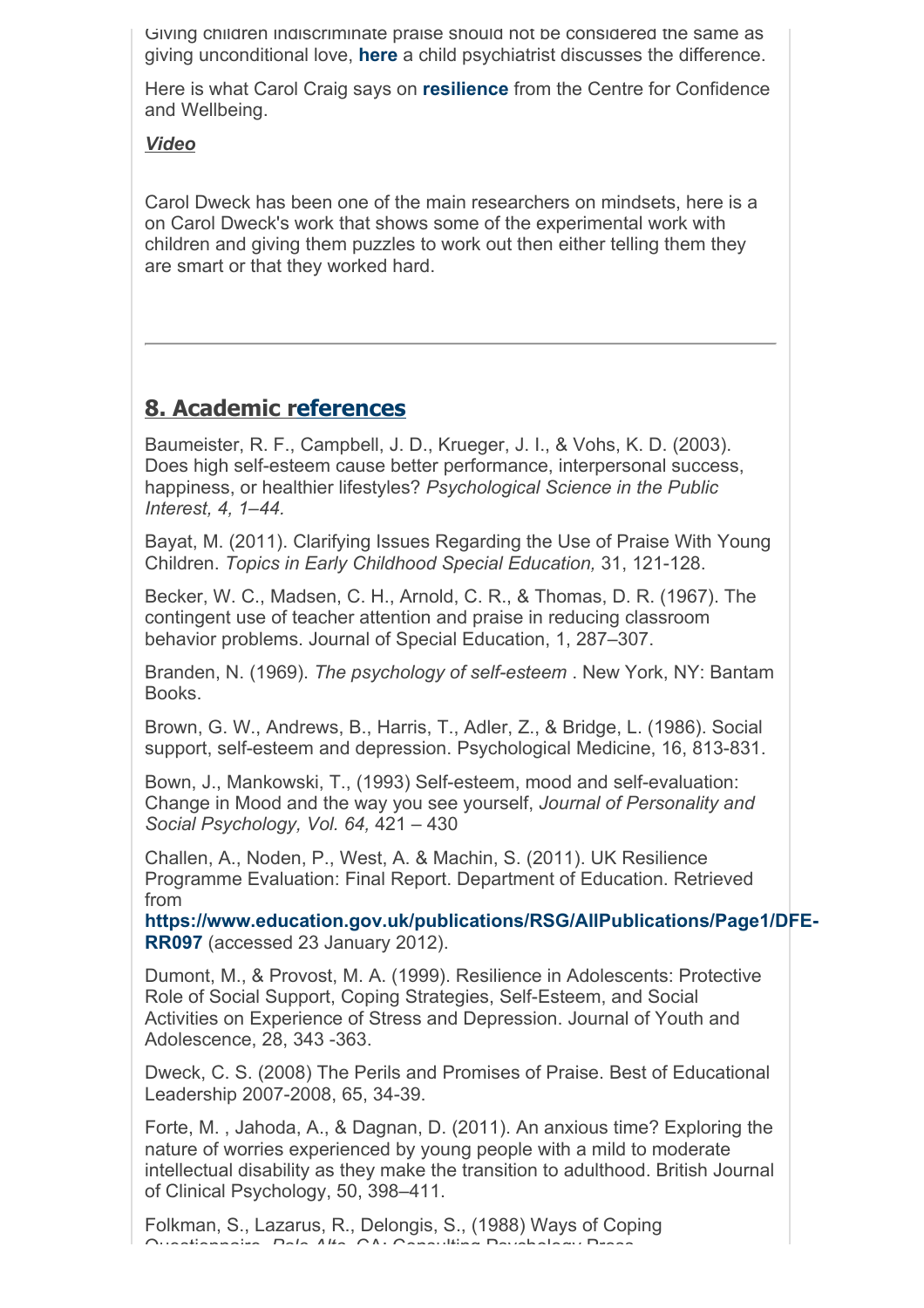Giving children indiscriminate praise should not be considered the same as giving unconditional love, **here** a child psychiatrist discusses the difference.

Here is what Carol Craig says on **resilience** from the Centre for Confidence and Wellbeing.

***Video***

Carol Dweck has been one of the main researchers on mindsets, here is a on Carol Dweck's work that shows some of the experimental work with children and giving them puzzles to work out then either telling them they are smart or that they worked hard.

---

## 8. Academic references

Baumeister, R. F., Campbell, J. D., Krueger, J. I., & Vohs, K. D. (2003). Does high self-esteem cause better performance, interpersonal success, happiness, or healthier lifestyles? *Psychological Science in the Public Interest, 4, 1–44.*

Bayat, M. (2011). Clarifying Issues Regarding the Use of Praise With Young Children. *Topics in Early Childhood Special Education,* 31, 121-128.

Becker, W. C., Madsen, C. H., Arnold, C. R., & Thomas, D. R. (1967). The contingent use of teacher attention and praise in reducing classroom behavior problems. Journal of Special Education, 1, 287–307.

Branden, N. (1969). *The psychology of self-esteem* . New York, NY: Bantam Books.

Brown, G. W., Andrews, B., Harris, T., Adler, Z., & Bridge, L. (1986). Social support, self-esteem and depression. Psychological Medicine, 16, 813-831.

Bown, J., Mankowski, T., (1993) Self-esteem, mood and self-evaluation: Change in Mood and the way you see yourself, *Journal of Personality and Social Psychology, Vol. 64,* 421 – 430

Challen, A., Noden, P., West, A. & Machin, S. (2011). UK Resilience Programme Evaluation: Final Report. Department of Education. Retrieved from **https://www.education.gov.uk/publications/RSG/AllPublications/Page1/DFE-RR097** (accessed 23 January 2012).

Dumont, M., & Provost, M. A. (1999). Resilience in Adolescents: Protective Role of Social Support, Coping Strategies, Self-Esteem, and Social Activities on Experience of Stress and Depression. Journal of Youth and Adolescence, 28, 343 -363.

Dweck, C. S. (2008) The Perils and Promises of Praise. Best of Educational Leadership 2007-2008, 65, 34-39.

Forte, M. , Jahoda, A., & Dagnan, D. (2011). An anxious time? Exploring the nature of worries experienced by young people with a mild to moderate intellectual disability as they make the transition to adulthood. British Journal of Clinical Psychology, 50, 398–411.

Folkman, S., Lazarus, R., Delongis, S., (1988) Ways of Coping Questionnaire. *Palo Alto*, CA: Consulting Psychology Press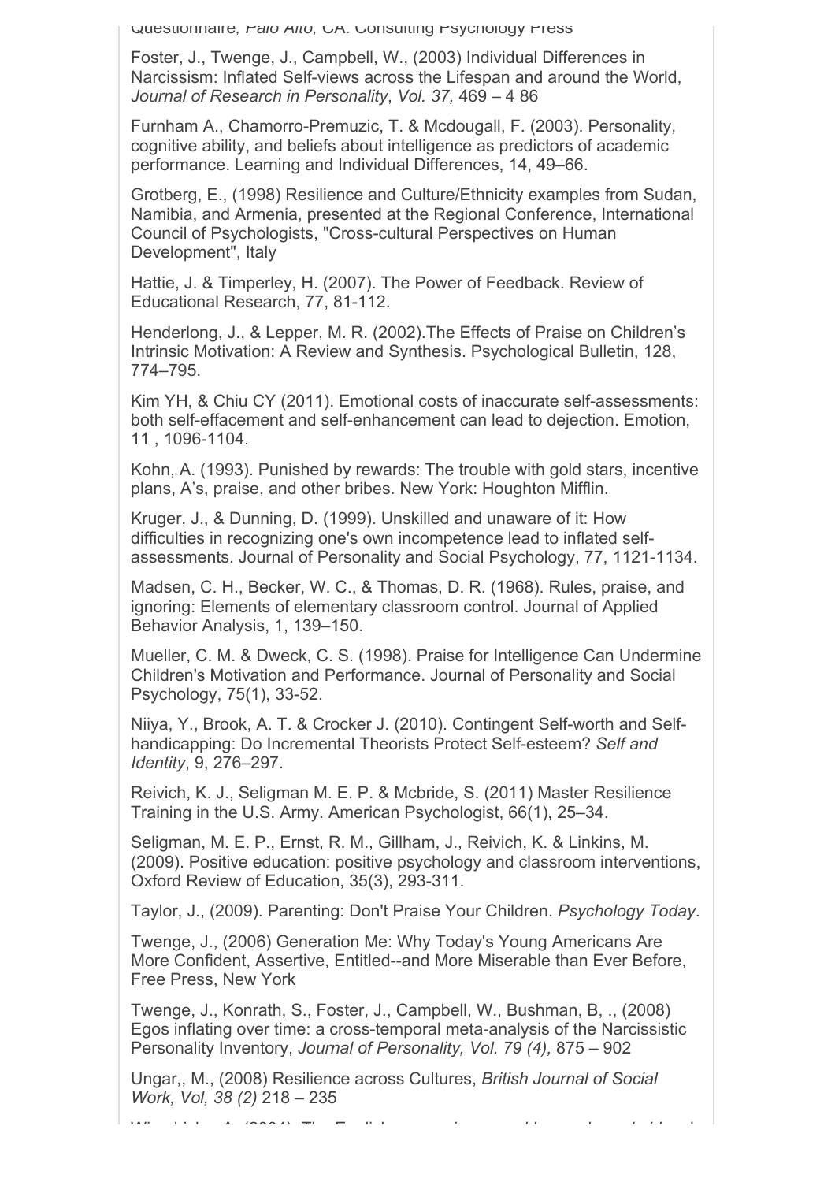Questionnaire*, Palo Alto,* CA. Consulting Psychology Press

Foster, J., Twenge, J., Campbell, W., (2003) Individual Differences in Narcissism: Inflated Self-views across the Lifespan and around the World, *Journal of Research in Personality*, *Vol. 37,* 469 – 4 86

Furnham A., Chamorro-Premuzic, T. & Mcdougall, F. (2003). Personality, cognitive ability, and beliefs about intelligence as predictors of academic performance. Learning and Individual Differences, 14, 49–66.

Grotberg, E., (1998) Resilience and Culture/Ethnicity examples from Sudan, Namibia, and Armenia, presented at the Regional Conference, International Council of Psychologists, "Cross-cultural Perspectives on Human Development", Italy

Hattie, J. & Timperley, H. (2007). The Power of Feedback. Review of Educational Research, 77, 81-112.

Henderlong, J., & Lepper, M. R. (2002).The Effects of Praise on Children's Intrinsic Motivation: A Review and Synthesis. Psychological Bulletin, 128, 774–795.

Kim YH, & Chiu CY (2011). Emotional costs of inaccurate self-assessments: both self-effacement and self-enhancement can lead to dejection. Emotion, 11 , 1096-1104.

Kohn, A. (1993). Punished by rewards: The trouble with gold stars, incentive plans, A's, praise, and other bribes. New York: Houghton Mifflin.

Kruger, J., & Dunning, D. (1999). Unskilled and unaware of it: How difficulties in recognizing one's own incompetence lead to inflated self-assessments. Journal of Personality and Social Psychology, 77, 1121-1134.

Madsen, C. H., Becker, W. C., & Thomas, D. R. (1968). Rules, praise, and ignoring: Elements of elementary classroom control. Journal of Applied Behavior Analysis, 1, 139–150.

Mueller, C. M. & Dweck, C. S. (1998). Praise for Intelligence Can Undermine Children's Motivation and Performance. Journal of Personality and Social Psychology, 75(1), 33-52.

Niiya, Y., Brook, A. T. & Crocker J. (2010). Contingent Self-worth and Self-handicapping: Do Incremental Theorists Protect Self-esteem? *Self and Identity*, 9, 276–297.

Reivich, K. J., Seligman M. E. P. & Mcbride, S. (2011) Master Resilience Training in the U.S. Army. American Psychologist, 66(1), 25–34.

Seligman, M. E. P., Ernst, R. M., Gillham, J., Reivich, K. & Linkins, M. (2009). Positive education: positive psychology and classroom interventions, Oxford Review of Education, 35(3), 293-311.

Taylor, J., (2009). Parenting: Don't Praise Your Children. *Psychology Today*.

Twenge, J., (2006) Generation Me: Why Today's Young Americans Are More Confident, Assertive, Entitled--and More Miserable than Ever Before, Free Press, New York

Twenge, J., Konrath, S., Foster, J., Campbell, W., Bushman, B, ., (2008) Egos inflating over time: a cross-temporal meta-analysis of the Narcissistic Personality Inventory, *Journal of Personality, Vol. 79 (4),* 875 – 902

Ungar,, M., (2008) Resilience across Cultures, *British Journal of Social Work, Vol, 38 (2)* 218 – 235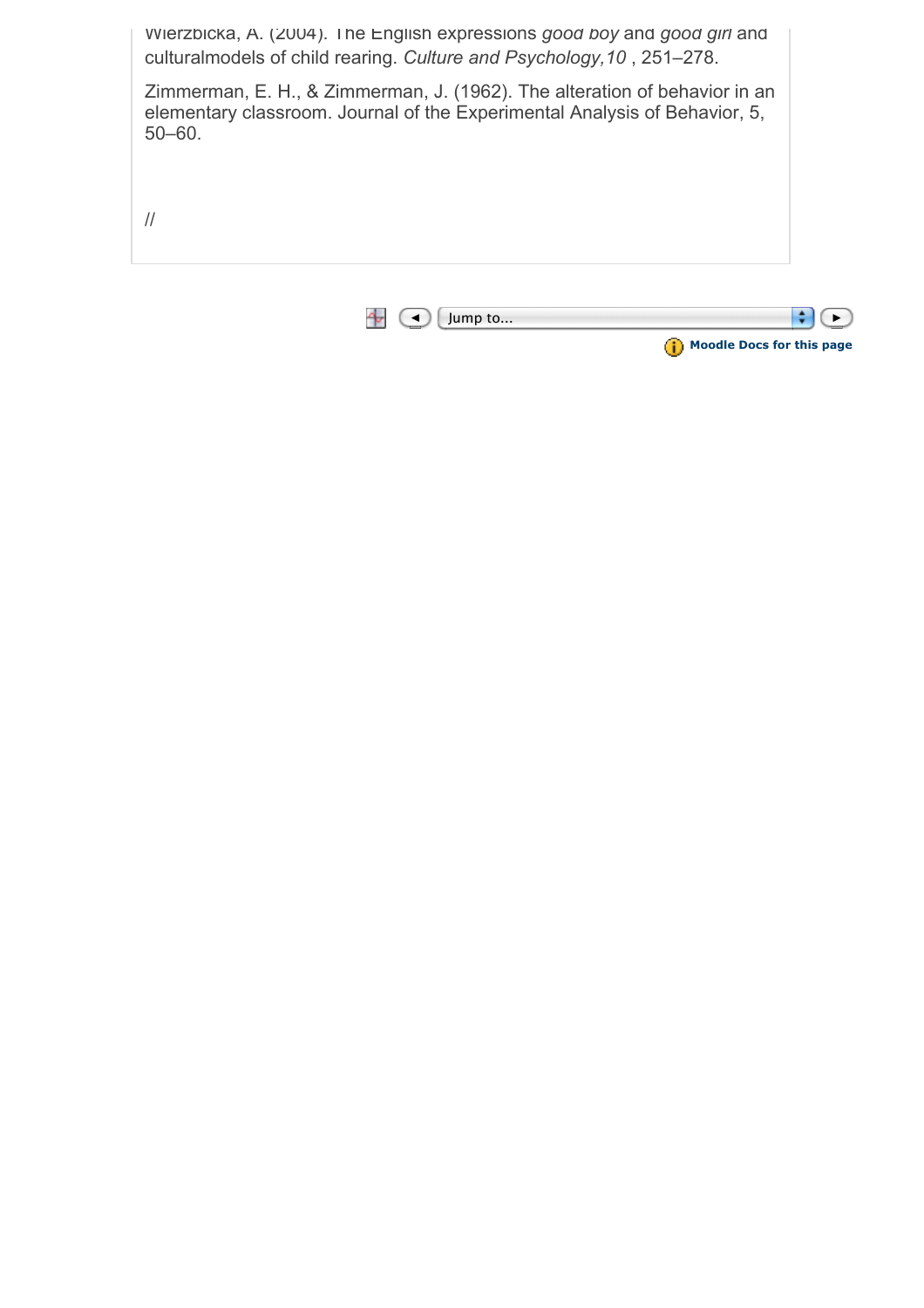Wierzbicka, A. (2004). The English expressions *good boy* and *good girl* and culturalmodels of child rearing. *Culture and Psychology,10* , 251–278.

Zimmerman, E. H., & Zimmerman, J. (1962). The alteration of behavior in an elementary classroom. Journal of the Experimental Analysis of Behavior, 5, 50–60.

//

Jump to...

Moodle Docs for this page